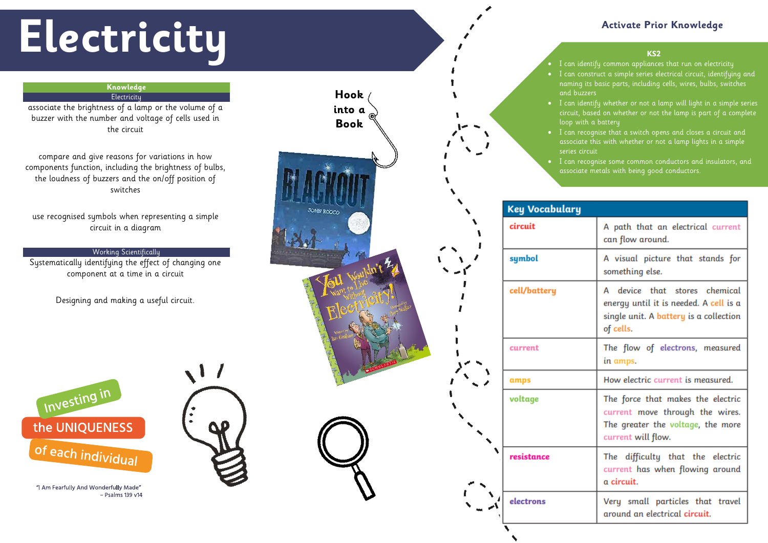# Electricity

## Knowledge

### Electricity

associate the brightness of a lamp or the volume of a buzzer with the number and voltage of cells used in the circuit

compare and give reasons for variations in how components function, including the brightness of bulbs, the loudness of buzzers and the on/off position of switches

use recognised symbols when representing a simple circuit in a diagram

### Working Scientifically

Systematically identifying the effect of changing one component at a time in a circuit

Designing and making a useful circuit.

**Hook into a Book**

Investing in the UNIQUENESS of each individual

"I Am Fearfully And Wonderfully Made" – Psalms 139 v14

## Activate Prior Knowledge

### KS2

- I can identify common appliances that run on electricity
- I can construct a simple series electrical circuit, identifying and naming its basic parts, including cells, wires, bulbs, switches and buzzers
- I can identify whether or not a lamp will light in a simple series circuit, based on whether or not the lamp is part of a complete loop with a battery
- I can recognise that a switch opens and closes a circuit and associate this with whether or not a lamp lights in a simple series circuit
- I can recognise some common conductors and insulators, and associate metals with being good conductors.

## Key Vocabulary

| Key Vocabulary | |
|---|---|
| circuit | A path that an electrical current can flow around. |
| symbol | A visual picture that stands for something else. |
| cell/battery | A device that stores chemical energy until it is needed. A cell is a single unit. A battery is a collection of cells. |
| current | The flow of electrons, measured in amps. |
| amps | How electric current is measured. |
| voltage | The force that makes the electric current move through the wires. The greater the voltage, the more current will flow. |
| resistance | The difficulty that the electric current has when flowing around a circuit. |
| electrons | Very small particles that travel around an electrical circuit. |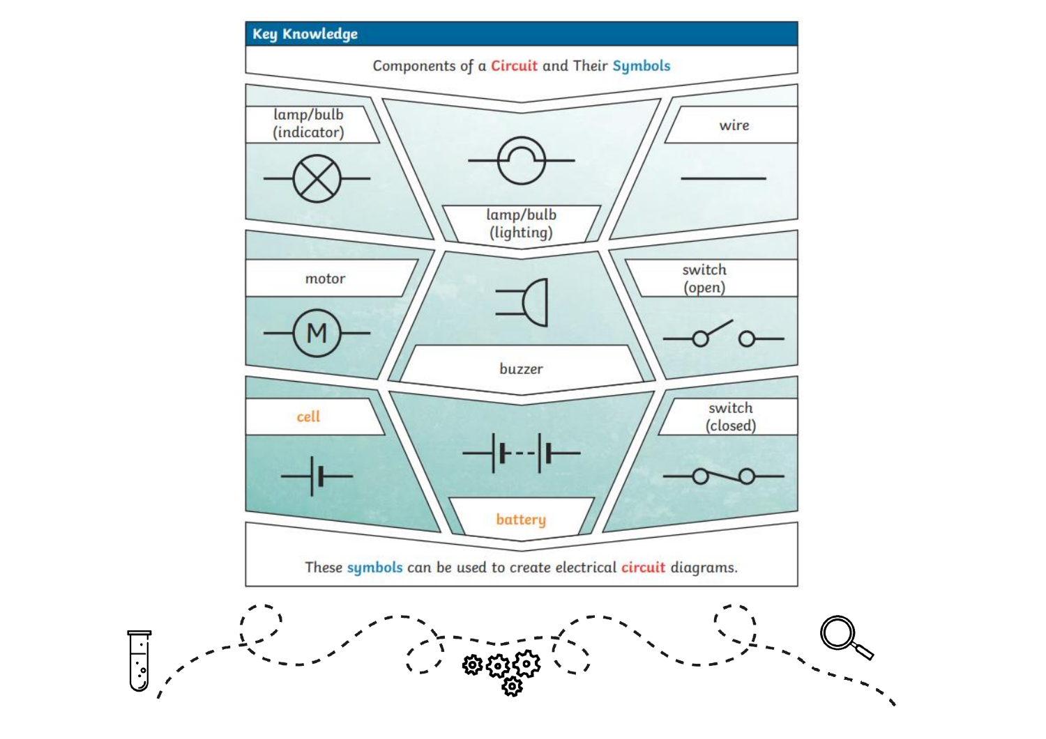## Key Knowledge

### Components of a Circuit and Their Symbols

- lamp/bulb (indicator)
- lamp/bulb (lighting)
- wire
- motor
- buzzer
- switch (open)
- cell
- battery
- switch (closed)

These symbols can be used to create electrical circuit diagrams.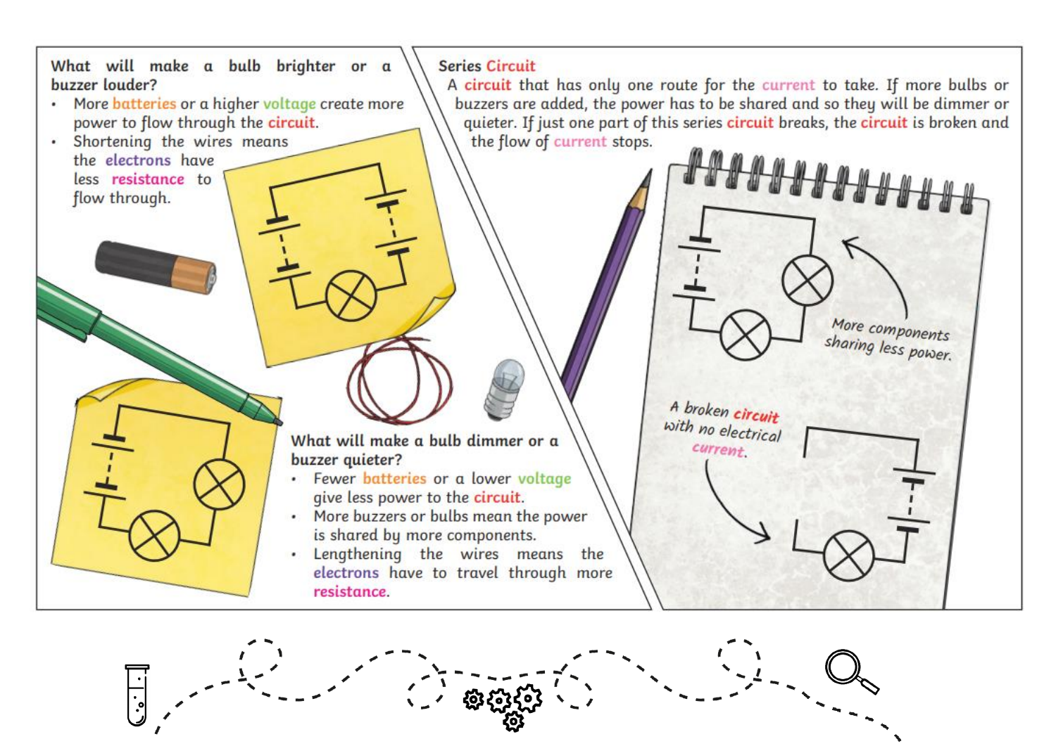## What will make a bulb brighter or a buzzer louder?

- More batteries or a higher voltage create more power to flow through the circuit.
- Shortening the wires means the electrons have less resistance to flow through.

## What will make a bulb dimmer or a buzzer quieter?

- Fewer batteries or a lower voltage give less power to the circuit.
- More buzzers or bulbs mean the power is shared by more components.
- Lengthening the wires means the electrons have to travel through more resistance.

## Series Circuit

A circuit that has only one route for the current to take. If more bulbs or buzzers are added, the power has to be shared and so they will be dimmer or quieter. If just one part of this series circuit breaks, the circuit is broken and the flow of current stops.

More components sharing less power.

A broken circuit with no electrical current.